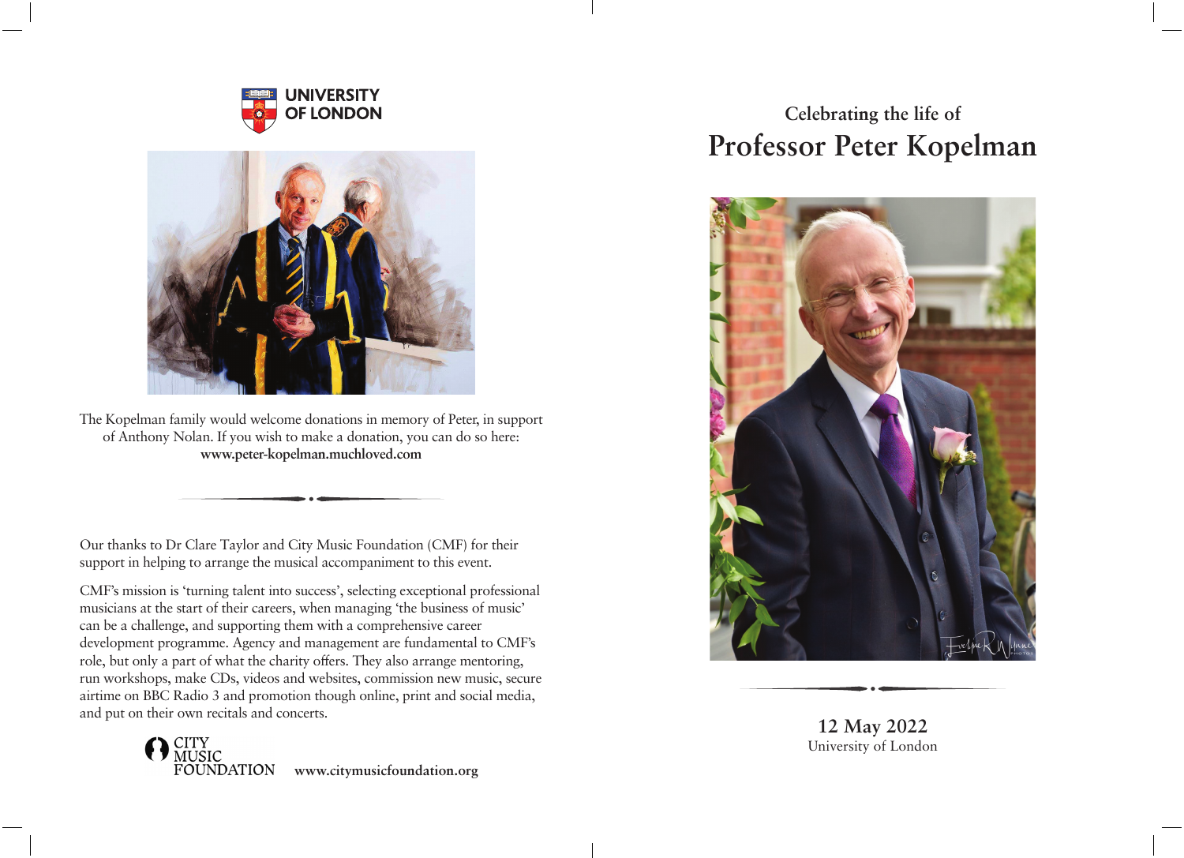# Celebrating the life of

# Professor Peter Kopelman

**12 May 2022**
University of London

---

UNIVERSITY OF LONDON

The Kopelman family would welcome donations in memory of Peter, in support of Anthony Nolan. If you wish to make a donation, you can do so here:
**www.peter-kopelman.muchloved.com**

Our thanks to Dr Clare Taylor and City Music Foundation (CMF) for their support in helping to arrange the musical accompaniment to this event.

CMF's mission is 'turning talent into success', selecting exceptional professional musicians at the start of their careers, when managing 'the business of music' can be a challenge, and supporting them with a comprehensive career development programme. Agency and management are fundamental to CMF's role, but only a part of what the charity offers. They also arrange mentoring, run workshops, make CDs, videos and websites, commission new music, secure airtime on BBC Radio 3 and promotion though online, print and social media, and put on their own recitals and concerts.

CITY MUSIC FOUNDATION **www.citymusicfoundation.org**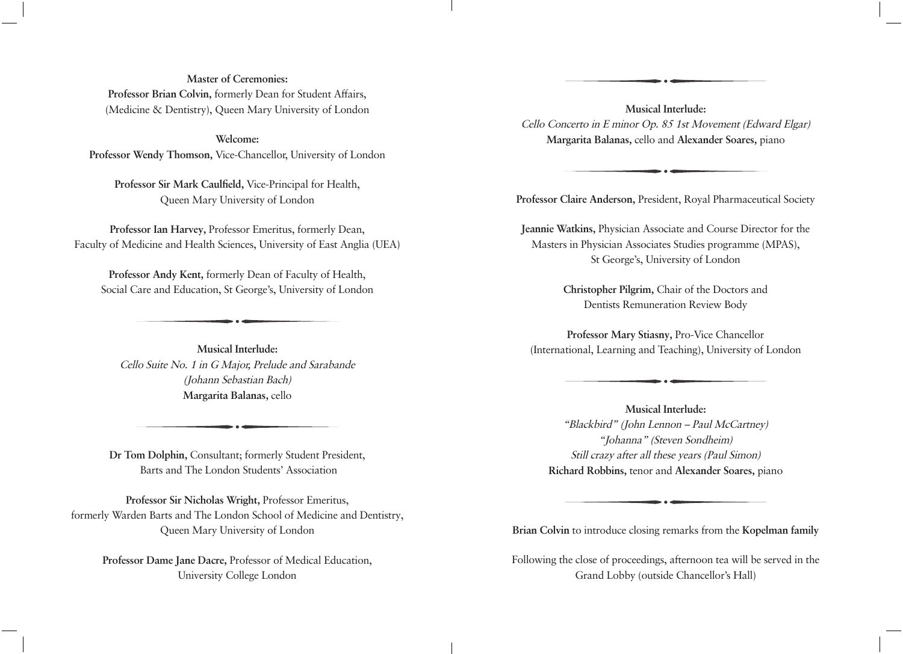**Master of Ceremonies:**
**Professor Brian Colvin,** formerly Dean for Student Affairs, (Medicine & Dentistry), Queen Mary University of London

**Welcome:**
**Professor Wendy Thomson,** Vice-Chancellor, University of London

**Professor Sir Mark Caulfield,** Vice-Principal for Health, Queen Mary University of London

**Professor Ian Harvey,** Professor Emeritus, formerly Dean, Faculty of Medicine and Health Sciences, University of East Anglia (UEA)

**Professor Andy Kent,** formerly Dean of Faculty of Health, Social Care and Education, St George's, University of London

---

**Musical Interlude:**
*Cello Suite No. 1 in G Major, Prelude and Sarabande (Johann Sebastian Bach)*
**Margarita Balanas,** cello

---

**Dr Tom Dolphin,** Consultant; formerly Student President, Barts and The London Students' Association

**Professor Sir Nicholas Wright,** Professor Emeritus, formerly Warden Barts and The London School of Medicine and Dentistry, Queen Mary University of London

**Professor Dame Jane Dacre,** Professor of Medical Education, University College London

---

**Musical Interlude:**
*Cello Concerto in E minor Op. 85 1st Movement (Edward Elgar)*
**Margarita Balanas,** cello and **Alexander Soares,** piano

---

**Professor Claire Anderson,** President, Royal Pharmaceutical Society

**Jeannie Watkins,** Physician Associate and Course Director for the Masters in Physician Associates Studies programme (MPAS), St George's, University of London

**Christopher Pilgrim,** Chair of the Doctors and Dentists Remuneration Review Body

**Professor Mary Stiasny,** Pro-Vice Chancellor (International, Learning and Teaching), University of London

---

**Musical Interlude:**
*"Blackbird" (John Lennon – Paul McCartney)*
*"Johanna" (Steven Sondheim)*
*Still crazy after all these years (Paul Simon)*
**Richard Robbins,** tenor and **Alexander Soares,** piano

---

**Brian Colvin** to introduce closing remarks from the **Kopelman family**

Following the close of proceedings, afternoon tea will be served in the Grand Lobby (outside Chancellor's Hall)